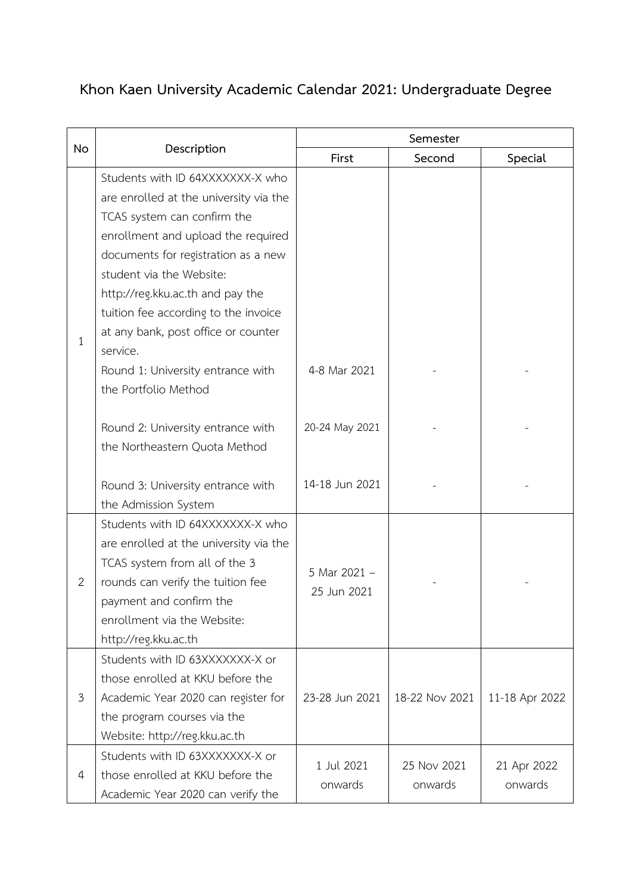# Khon Kaen University Academic Calendar 2021: Undergraduate Degree

| No | Description | Semester | | |
|---|---|---|---|---|
| | | First | Second | Special |
| 1 | Students with ID 64XXXXXXX-X who are enrolled at the university via the TCAS system can confirm the enrollment and upload the required documents for registration as a new student via the Website: http://reg.kku.ac.th and pay the tuition fee according to the invoice at any bank, post office or counter service. | | | |
| | Round 1: University entrance with the Portfolio Method | 4-8 Mar 2021 | - | - |
| | Round 2: University entrance with the Northeastern Quota Method | 20-24 May 2021 | - | - |
| | Round 3: University entrance with the Admission System | 14-18 Jun 2021 | - | - |
| 2 | Students with ID 64XXXXXXX-X who are enrolled at the university via the TCAS system from all of the 3 rounds can verify the tuition fee payment and confirm the enrollment via the Website: http://reg.kku.ac.th | 5 Mar 2021 – 25 Jun 2021 | - | - |
| 3 | Students with ID 63XXXXXXX-X or those enrolled at KKU before the Academic Year 2020 can register for the program courses via the Website: http://reg.kku.ac.th | 23-28 Jun 2021 | 18-22 Nov 2021 | 11-18 Apr 2022 |
| 4 | Students with ID 63XXXXXXX-X or those enrolled at KKU before the Academic Year 2020 can verify the | 1 Jul 2021 onwards | 25 Nov 2021 onwards | 21 Apr 2022 onwards |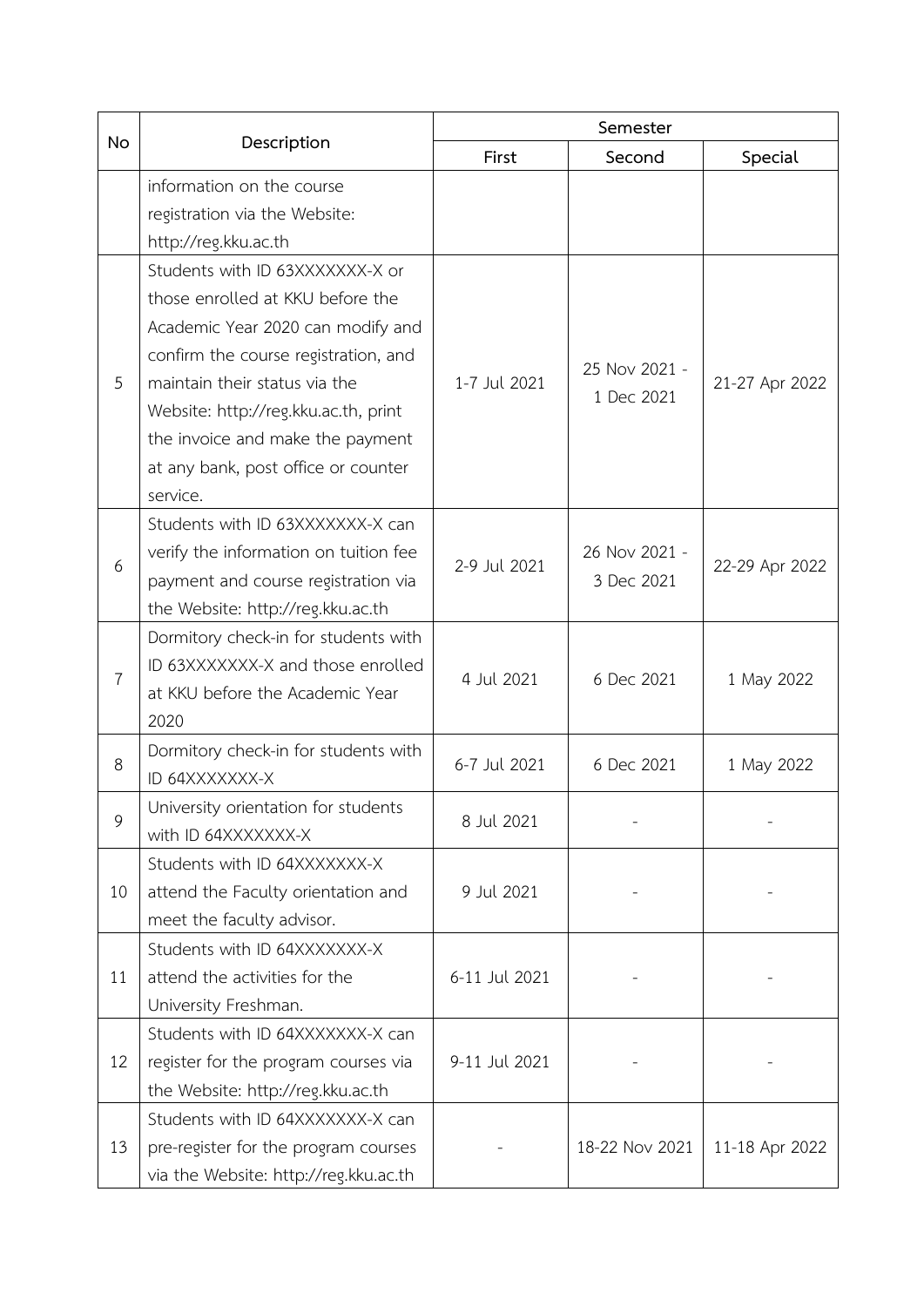| No | Description | Semester | | |
|---|---|---|---|---|
| | | First | Second | Special |
| | information on the course registration via the Website: http://reg.kku.ac.th | | | |
| 5 | Students with ID 63XXXXXXX-X or those enrolled at KKU before the Academic Year 2020 can modify and confirm the course registration, and maintain their status via the Website: http://reg.kku.ac.th, print the invoice and make the payment at any bank, post office or counter service. | 1-7 Jul 2021 | 25 Nov 2021 - 1 Dec 2021 | 21-27 Apr 2022 |
| 6 | Students with ID 63XXXXXXX-X can verify the information on tuition fee payment and course registration via the Website: http://reg.kku.ac.th | 2-9 Jul 2021 | 26 Nov 2021 - 3 Dec 2021 | 22-29 Apr 2022 |
| 7 | Dormitory check-in for students with ID 63XXXXXXX-X and those enrolled at KKU before the Academic Year 2020 | 4 Jul 2021 | 6 Dec 2021 | 1 May 2022 |
| 8 | Dormitory check-in for students with ID 64XXXXXXX-X | 6-7 Jul 2021 | 6 Dec 2021 | 1 May 2022 |
| 9 | University orientation for students with ID 64XXXXXXX-X | 8 Jul 2021 | - | - |
| 10 | Students with ID 64XXXXXXX-X attend the Faculty orientation and meet the faculty advisor. | 9 Jul 2021 | - | - |
| 11 | Students with ID 64XXXXXXX-X attend the activities for the University Freshman. | 6-11 Jul 2021 | - | - |
| 12 | Students with ID 64XXXXXXX-X can register for the program courses via the Website: http://reg.kku.ac.th | 9-11 Jul 2021 | - | - |
| 13 | Students with ID 64XXXXXXX-X can pre-register for the program courses via the Website: http://reg.kku.ac.th | - | 18-22 Nov 2021 | 11-18 Apr 2022 |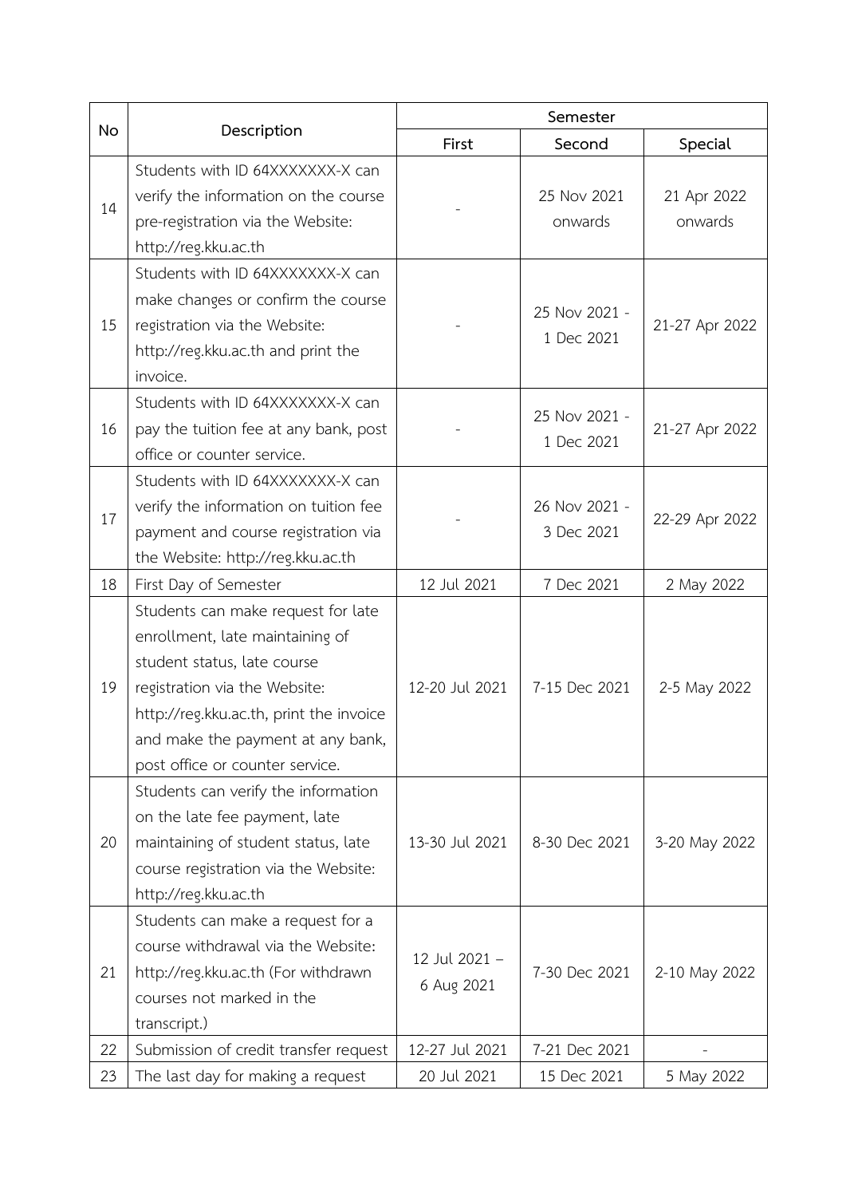| No | Description | Semester | | |
|---|---|---|---|---|
| | | First | Second | Special |
| 14 | Students with ID 64XXXXXXX-X can verify the information on the course pre-registration via the Website: http://reg.kku.ac.th | - | 25 Nov 2021 onwards | 21 Apr 2022 onwards |
| 15 | Students with ID 64XXXXXXX-X can make changes or confirm the course registration via the Website: http://reg.kku.ac.th and print the invoice. | - | 25 Nov 2021 - 1 Dec 2021 | 21-27 Apr 2022 |
| 16 | Students with ID 64XXXXXXX-X can pay the tuition fee at any bank, post office or counter service. | - | 25 Nov 2021 - 1 Dec 2021 | 21-27 Apr 2022 |
| 17 | Students with ID 64XXXXXXX-X can verify the information on tuition fee payment and course registration via the Website: http://reg.kku.ac.th | - | 26 Nov 2021 - 3 Dec 2021 | 22-29 Apr 2022 |
| 18 | First Day of Semester | 12 Jul 2021 | 7 Dec 2021 | 2 May 2022 |
| 19 | Students can make request for late enrollment, late maintaining of student status, late course registration via the Website: http://reg.kku.ac.th, print the invoice and make the payment at any bank, post office or counter service. | 12-20 Jul 2021 | 7-15 Dec 2021 | 2-5 May 2022 |
| 20 | Students can verify the information on the late fee payment, late maintaining of student status, late course registration via the Website: http://reg.kku.ac.th | 13-30 Jul 2021 | 8-30 Dec 2021 | 3-20 May 2022 |
| 21 | Students can make a request for a course withdrawal via the Website: http://reg.kku.ac.th (For withdrawn courses not marked in the transcript.) | 12 Jul 2021 – 6 Aug 2021 | 7-30 Dec 2021 | 2-10 May 2022 |
| 22 | Submission of credit transfer request | 12-27 Jul 2021 | 7-21 Dec 2021 | - |
| 23 | The last day for making a request | 20 Jul 2021 | 15 Dec 2021 | 5 May 2022 |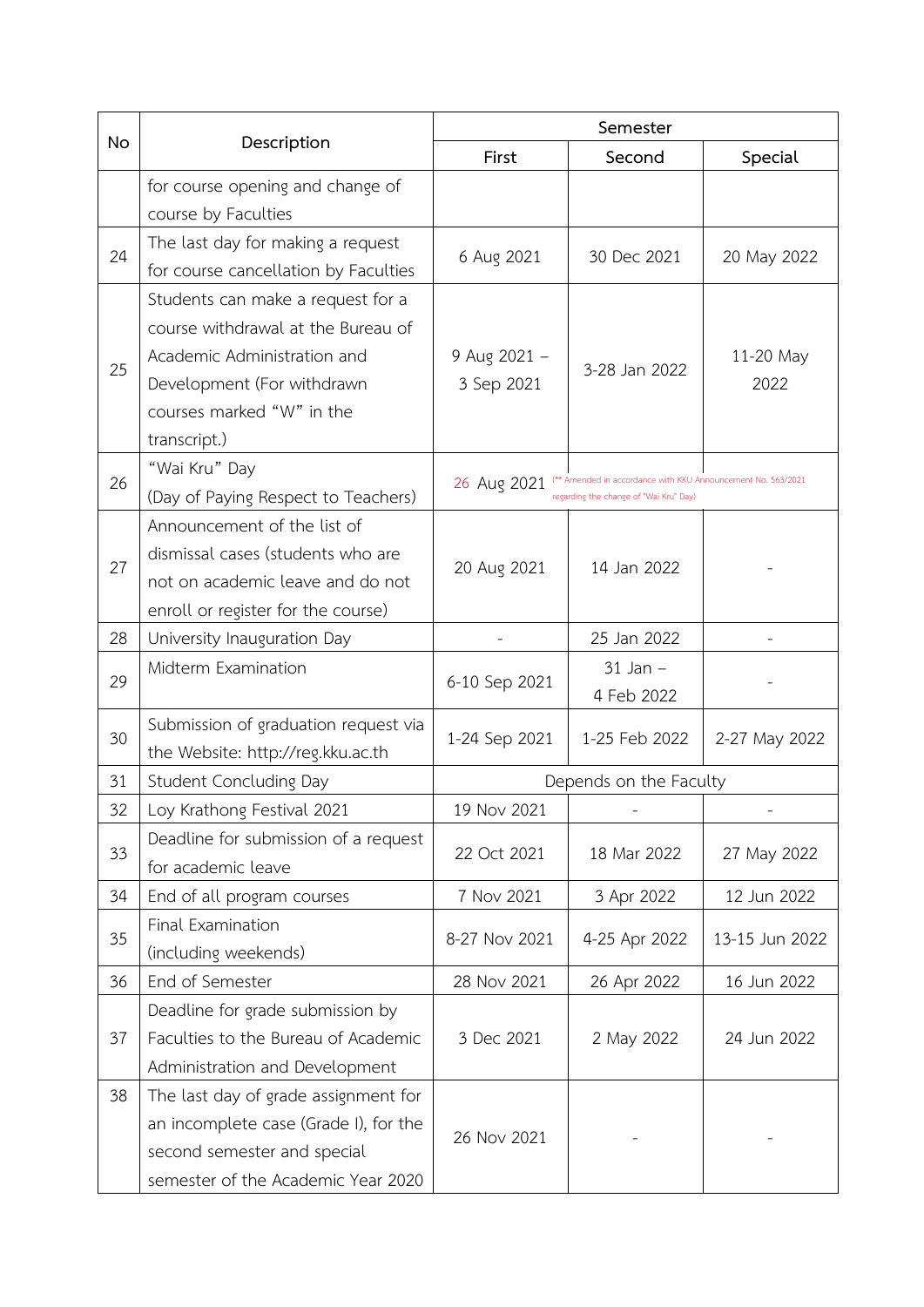| No | Description | Semester | | |
|---|---|---|---|---|
| | | First | Second | Special |
| | for course opening and change of course by Faculties | | | |
| 24 | The last day for making a request for course cancellation by Faculties | 6 Aug 2021 | 30 Dec 2021 | 20 May 2022 |
| 25 | Students can make a request for a course withdrawal at the Bureau of Academic Administration and Development (For withdrawn courses marked "W" in the transcript.) | 9 Aug 2021 – 3 Sep 2021 | 3-28 Jan 2022 | 11-20 May 2022 |
| 26 | "Wai Kru" Day (Day of Paying Respect to Teachers) | 26 Aug 2021 (** Amended in accordance with KKU Announcement No. 563/2021 regarding the change of "Wai Kru" Day) | | |
| 27 | Announcement of the list of dismissal cases (students who are not on academic leave and do not enroll or register for the course) | 20 Aug 2021 | 14 Jan 2022 | - |
| 28 | University Inauguration Day | - | 25 Jan 2022 | - |
| 29 | Midterm Examination | 6-10 Sep 2021 | 31 Jan – 4 Feb 2022 | - |
| 30 | Submission of graduation request via the Website: http://reg.kku.ac.th | 1-24 Sep 2021 | 1-25 Feb 2022 | 2-27 May 2022 |
| 31 | Student Concluding Day | Depends on the Faculty | | |
| 32 | Loy Krathong Festival 2021 | 19 Nov 2021 | - | - |
| 33 | Deadline for submission of a request for academic leave | 22 Oct 2021 | 18 Mar 2022 | 27 May 2022 |
| 34 | End of all program courses | 7 Nov 2021 | 3 Apr 2022 | 12 Jun 2022 |
| 35 | Final Examination (including weekends) | 8-27 Nov 2021 | 4-25 Apr 2022 | 13-15 Jun 2022 |
| 36 | End of Semester | 28 Nov 2021 | 26 Apr 2022 | 16 Jun 2022 |
| 37 | Deadline for grade submission by Faculties to the Bureau of Academic Administration and Development | 3 Dec 2021 | 2 May 2022 | 24 Jun 2022 |
| 38 | The last day of grade assignment for an incomplete case (Grade I), for the second semester and special semester of the Academic Year 2020 | 26 Nov 2021 | - | - |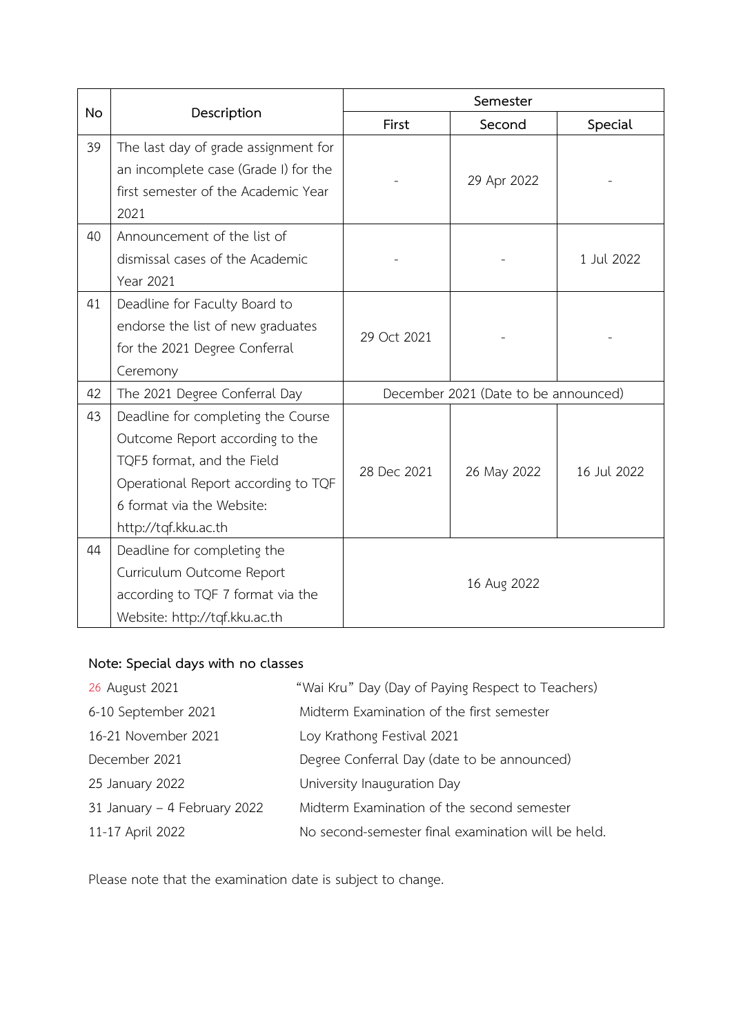| No | Description | Semester | | |
|---|---|---|---|---|
| | | First | Second | Special |
| 39 | The last day of grade assignment for an incomplete case (Grade I) for the first semester of the Academic Year 2021 | - | 29 Apr 2022 | - |
| 40 | Announcement of the list of dismissal cases of the Academic Year 2021 | - | - | 1 Jul 2022 |
| 41 | Deadline for Faculty Board to endorse the list of new graduates for the 2021 Degree Conferral Ceremony | 29 Oct 2021 | - | - |
| 42 | The 2021 Degree Conferral Day | December 2021 (Date to be announced) | | |
| 43 | Deadline for completing the Course Outcome Report according to the TQF5 format, and the Field Operational Report according to TQF 6 format via the Website: http://tqf.kku.ac.th | 28 Dec 2021 | 26 May 2022 | 16 Jul 2022 |
| 44 | Deadline for completing the Curriculum Outcome Report according to TQF 7 format via the Website: http://tqf.kku.ac.th | 16 Aug 2022 | | |

**Note: Special days with no classes**

| | |
|---|---|
| 26 August 2021 | "Wai Kru" Day (Day of Paying Respect to Teachers) |
| 6-10 September 2021 | Midterm Examination of the first semester |
| 16-21 November 2021 | Loy Krathong Festival 2021 |
| December 2021 | Degree Conferral Day (date to be announced) |
| 25 January 2022 | University Inauguration Day |
| 31 January – 4 February 2022 | Midterm Examination of the second semester |
| 11-17 April 2022 | No second-semester final examination will be held. |

Please note that the examination date is subject to change.